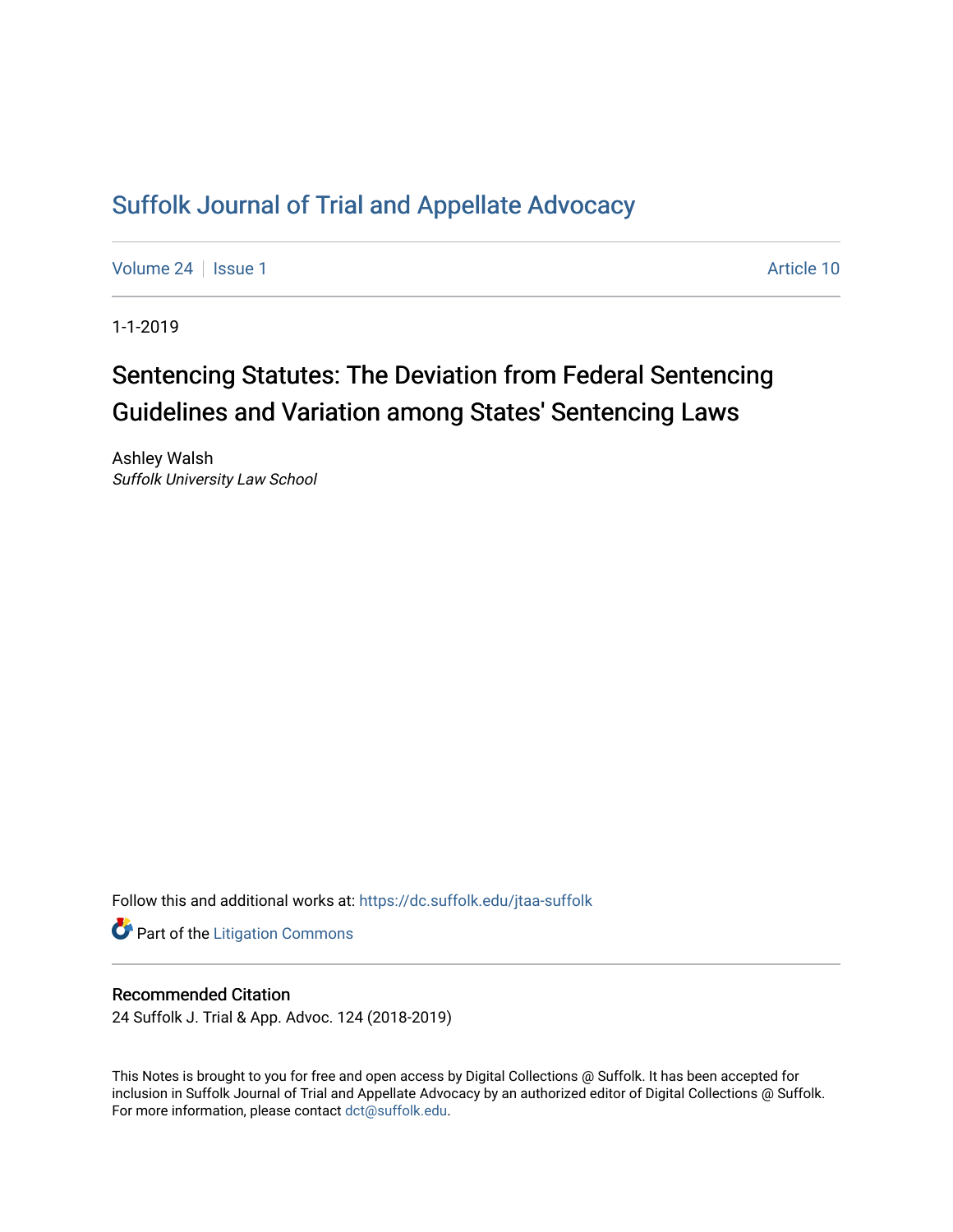# Suffolk Journal of Trial and Appellate Advocacy

Volume 24 | Issue 1 Article 10

1-1-2019

## Sentencing Statutes: The Deviation from Federal Sentencing Guidelines and Variation among States' Sentencing Laws

Ashley Walsh
*Suffolk University Law School*

Follow this and additional works at: https://dc.suffolk.edu/jtaa-suffolk

Part of the Litigation Commons

### Recommended Citation

24 Suffolk J. Trial & App. Advoc. 124 (2018-2019)

This Notes is brought to you for free and open access by Digital Collections @ Suffolk. It has been accepted for inclusion in Suffolk Journal of Trial and Appellate Advocacy by an authorized editor of Digital Collections @ Suffolk. For more information, please contact dct@suffolk.edu.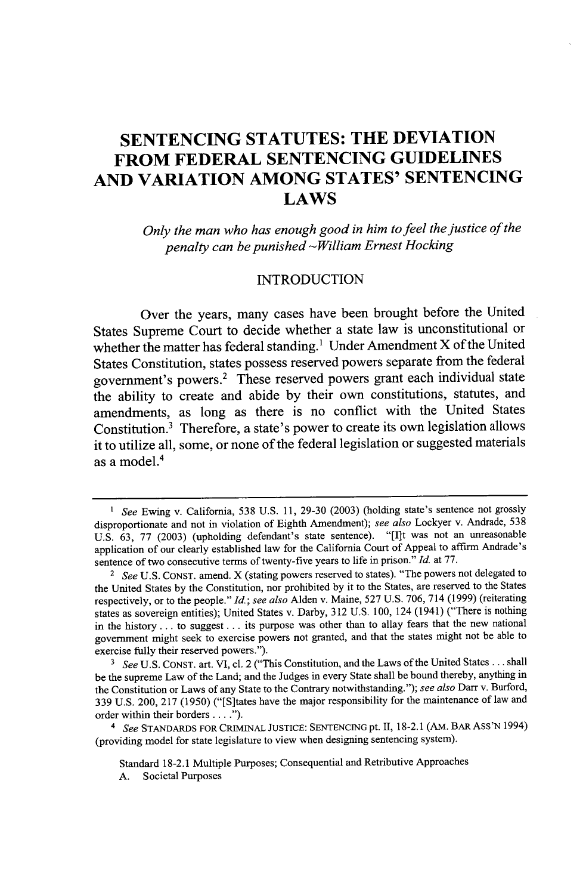# SENTENCING STATUTES: THE DEVIATION FROM FEDERAL SENTENCING GUIDELINES AND VARIATION AMONG STATES' SENTENCING LAWS

*Only the man who has enough good in him to feel the justice of the penalty can be punished ~William Ernest Hocking*

## INTRODUCTION

Over the years, many cases have been brought before the United States Supreme Court to decide whether a state law is unconstitutional or whether the matter has federal standing.[1] Under Amendment X of the United States Constitution, states possess reserved powers separate from the federal government's powers.[2] These reserved powers grant each individual state the ability to create and abide by their own constitutions, statutes, and amendments, as long as there is no conflict with the United States Constitution.[3] Therefore, a state's power to create its own legislation allows it to utilize all, some, or none of the federal legislation or suggested materials as a model.[4]

---

[1] *See* Ewing v. California, 538 U.S. 11, 29-30 (2003) (holding state's sentence not grossly disproportionate and not in violation of Eighth Amendment); *see also* Lockyer v. Andrade, 538 U.S. 63, 77 (2003) (upholding defendant's state sentence). "[I]t was not an unreasonable application of our clearly established law for the California Court of Appeal to affirm Andrade's sentence of two consecutive terms of twenty-five years to life in prison." *Id.* at 77.

[2] *See* U.S. CONST. amend. X (stating powers reserved to states). "The powers not delegated to the United States by the Constitution, nor prohibited by it to the States, are reserved to the States respectively, or to the people." *Id.*; *see also* Alden v. Maine, 527 U.S. 706, 714 (1999) (reiterating states as sovereign entities); United States v. Darby, 312 U.S. 100, 124 (1941) ("There is nothing in the history . . . to suggest . . . its purpose was other than to allay fears that the new national government might seek to exercise powers not granted, and that the states might not be able to exercise fully their reserved powers.").

[3] *See* U.S. CONST. art. VI, cl. 2 ("This Constitution, and the Laws of the United States . . . shall be the supreme Law of the Land; and the Judges in every State shall be bound thereby, anything in the Constitution or Laws of any State to the Contrary notwithstanding."); *see also* Darr v. Burford, 339 U.S. 200, 217 (1950) ("[S]tates have the major responsibility for the maintenance of law and order within their borders . . . .").

[4] *See* STANDARDS FOR CRIMINAL JUSTICE: SENTENCING pt. II, 18-2.1 (AM. BAR ASS'N 1994) (providing model for state legislature to view when designing sentencing system).

Standard 18-2.1 Multiple Purposes; Consequential and Retributive Approaches

A. Societal Purposes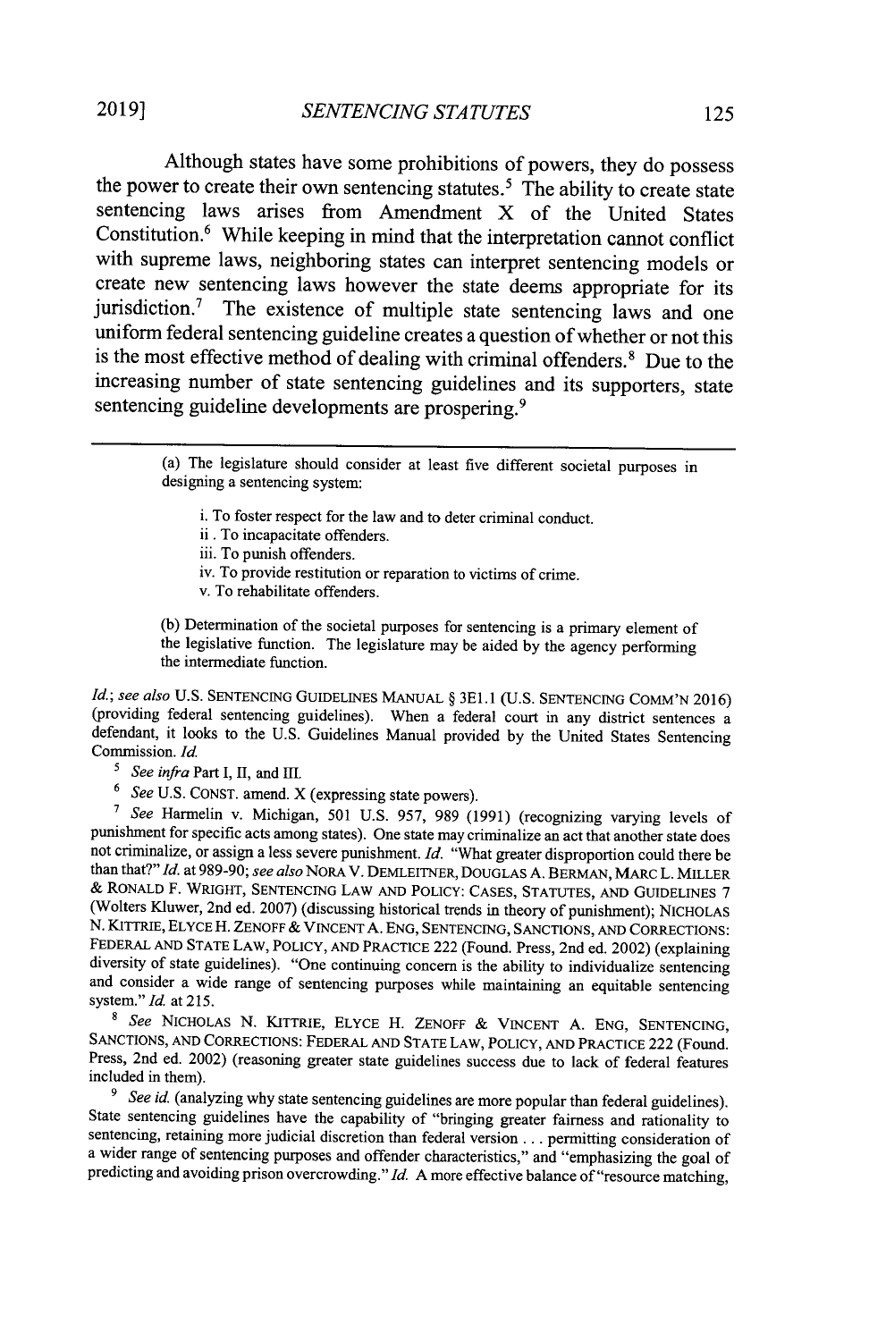Although states have some prohibitions of powers, they do possess the power to create their own sentencing statutes.[5] The ability to create state sentencing laws arises from Amendment X of the United States Constitution.[6] While keeping in mind that the interpretation cannot conflict with supreme laws, neighboring states can interpret sentencing models or create new sentencing laws however the state deems appropriate for its jurisdiction.[7] The existence of multiple state sentencing laws and one uniform federal sentencing guideline creates a question of whether or not this is the most effective method of dealing with criminal offenders.[8] Due to the increasing number of state sentencing guidelines and its supporters, state sentencing guideline developments are prospering.[9]

---

> (a) The legislature should consider at least five different societal purposes in designing a sentencing system:
>
> i. To foster respect for the law and to deter criminal conduct.
> ii . To incapacitate offenders.
> iii. To punish offenders.
> iv. To provide restitution or reparation to victims of crime.
> v. To rehabilitate offenders.
>
> (b) Determination of the societal purposes for sentencing is a primary element of the legislative function. The legislature may be aided by the agency performing the intermediate function.

*Id.*; *see also* U.S. SENTENCING GUIDELINES MANUAL § 3E1.1 (U.S. SENTENCING COMM'N 2016) (providing federal sentencing guidelines). When a federal court in any district sentences a defendant, it looks to the U.S. Guidelines Manual provided by the United States Sentencing Commission. *Id.*

[5] *See infra* Part I, II, and III.

[6] *See* U.S. CONST. amend. X (expressing state powers).

[7] *See* Harmelin v. Michigan, 501 U.S. 957, 989 (1991) (recognizing varying levels of punishment for specific acts among states). One state may criminalize an act that another state does not criminalize, or assign a less severe punishment. *Id.* "What greater disproportion could there be than that?" *Id.* at 989-90; *see also* NORA V. DEMLEITNER, DOUGLAS A. BERMAN, MARC L. MILLER & RONALD F. WRIGHT, SENTENCING LAW AND POLICY: CASES, STATUTES, AND GUIDELINES 7 (Wolters Kluwer, 2nd ed. 2007) (discussing historical trends in theory of punishment); NICHOLAS N. KITTRIE, ELYCE H. ZENOFF & VINCENT A. ENG, SENTENCING, SANCTIONS, AND CORRECTIONS: FEDERAL AND STATE LAW, POLICY, AND PRACTICE 222 (Found. Press, 2nd ed. 2002) (explaining diversity of state guidelines). "One continuing concern is the ability to individualize sentencing and consider a wide range of sentencing purposes while maintaining an equitable sentencing system." *Id.* at 215.

[8] *See* NICHOLAS N. KITTRIE, ELYCE H. ZENOFF & VINCENT A. ENG, SENTENCING, SANCTIONS, AND CORRECTIONS: FEDERAL AND STATE LAW, POLICY, AND PRACTICE 222 (Found. Press, 2nd ed. 2002) (reasoning greater state guidelines success due to lack of federal features included in them).

[9] *See id.* (analyzing why state sentencing guidelines are more popular than federal guidelines). State sentencing guidelines have the capability of "bringing greater fairness and rationality to sentencing, retaining more judicial discretion than federal version . . . permitting consideration of a wider range of sentencing purposes and offender characteristics," and "emphasizing the goal of predicting and avoiding prison overcrowding." *Id.* A more effective balance of "resource matching,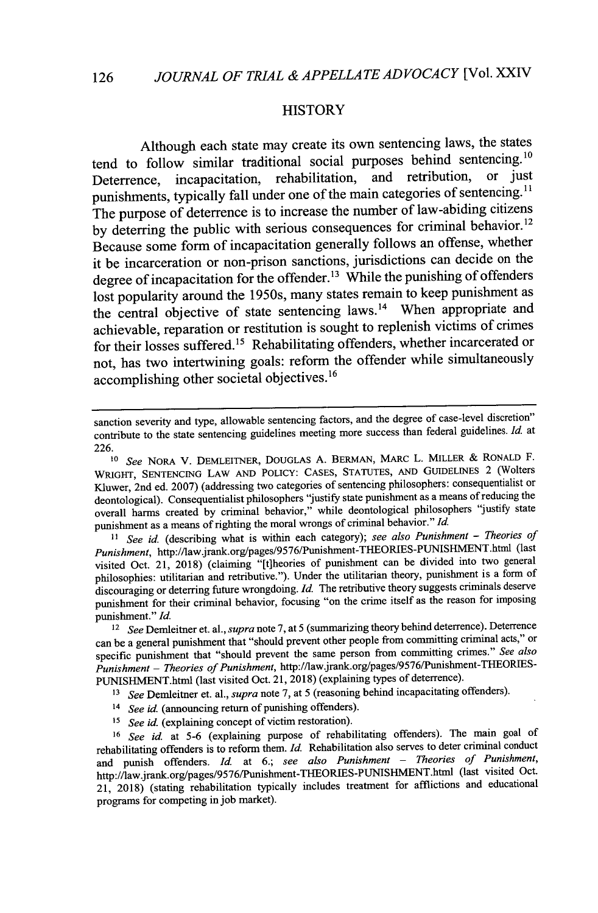## HISTORY

Although each state may create its own sentencing laws, the states tend to follow similar traditional social purposes behind sentencing.[10] Deterrence, incapacitation, rehabilitation, and retribution, or just punishments, typically fall under one of the main categories of sentencing.[11] The purpose of deterrence is to increase the number of law-abiding citizens by deterring the public with serious consequences for criminal behavior.[12] Because some form of incapacitation generally follows an offense, whether it be incarceration or non-prison sanctions, jurisdictions can decide on the degree of incapacitation for the offender.[13] While the punishing of offenders lost popularity around the 1950s, many states remain to keep punishment as the central objective of state sentencing laws.[14] When appropriate and achievable, reparation or restitution is sought to replenish victims of crimes for their losses suffered.[15] Rehabilitating offenders, whether incarcerated or not, has two intertwining goals: reform the offender while simultaneously accomplishing other societal objectives.[16]

---

sanction severity and type, allowable sentencing factors, and the degree of case-level discretion" contribute to the state sentencing guidelines meeting more success than federal guidelines. *Id.* at 226.

[10] *See* NORA V. DEMLEITNER, DOUGLAS A. BERMAN, MARC L. MILLER & RONALD F. WRIGHT, SENTENCING LAW AND POLICY: CASES, STATUTES, AND GUIDELINES 2 (Wolters Kluwer, 2nd ed. 2007) (addressing two categories of sentencing philosophers: consequentialist or deontological). Consequentialist philosophers "justify state punishment as a means of reducing the overall harms created by criminal behavior," while deontological philosophers "justify state punishment as a means of righting the moral wrongs of criminal behavior." *Id.*

[11] *See id.* (describing what is within each category); *see also Punishment – Theories of Punishment*, http://law.jrank.org/pages/9576/Punishment-THEORIES-PUNISHMENT.html (last visited Oct. 21, 2018) (claiming "[t]heories of punishment can be divided into two general philosophies: utilitarian and retributive."). Under the utilitarian theory, punishment is a form of discouraging or deterring future wrongdoing. *Id.* The retributive theory suggests criminals deserve punishment for their criminal behavior, focusing "on the crime itself as the reason for imposing punishment." *Id.*

[12] *See* Demleitner et. al., *supra* note 7, at 5 (summarizing theory behind deterrence). Deterrence can be a general punishment that "should prevent other people from committing criminal acts," or specific punishment that "should prevent the same person from committing crimes." *See also Punishment – Theories of Punishment*, http://law.jrank.org/pages/9576/Punishment-THEORIES-PUNISHMENT.html (last visited Oct. 21, 2018) (explaining types of deterrence).

[13] *See* Demleitner et. al., *supra* note 7, at 5 (reasoning behind incapacitating offenders).

[14] *See id.* (announcing return of punishing offenders).

[15] *See id.* (explaining concept of victim restoration).

[16] *See id.* at 5-6 (explaining purpose of rehabilitating offenders). The main goal of rehabilitating offenders is to reform them. *Id.* Rehabilitation also serves to deter criminal conduct and punish offenders. *Id.* at 6.; *see also Punishment – Theories of Punishment*, http://law.jrank.org/pages/9576/Punishment-THEORIES-PUNISHMENT.html (last visited Oct. 21, 2018) (stating rehabilitation typically includes treatment for afflictions and educational programs for competing in job market).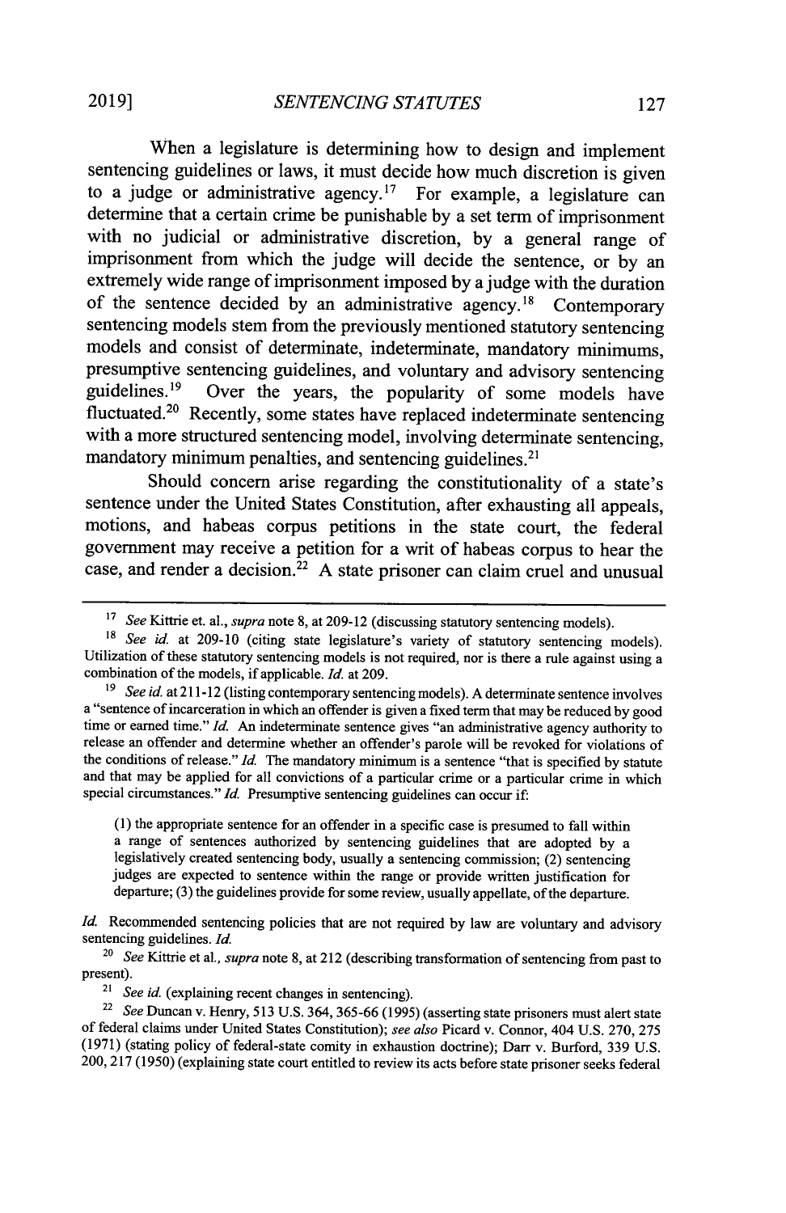When a legislature is determining how to design and implement sentencing guidelines or laws, it must decide how much discretion is given to a judge or administrative agency.[17] For example, a legislature can determine that a certain crime be punishable by a set term of imprisonment with no judicial or administrative discretion, by a general range of imprisonment from which the judge will decide the sentence, or by an extremely wide range of imprisonment imposed by a judge with the duration of the sentence decided by an administrative agency.[18] Contemporary sentencing models stem from the previously mentioned statutory sentencing models and consist of determinate, indeterminate, mandatory minimums, presumptive sentencing guidelines, and voluntary and advisory sentencing guidelines.[19] Over the years, the popularity of some models have fluctuated.[20] Recently, some states have replaced indeterminate sentencing with a more structured sentencing model, involving determinate sentencing, mandatory minimum penalties, and sentencing guidelines.[21]

Should concern arise regarding the constitutionality of a state's sentence under the United States Constitution, after exhausting all appeals, motions, and habeas corpus petitions in the state court, the federal government may receive a petition for a writ of habeas corpus to hear the case, and render a decision.[22] A state prisoner can claim cruel and unusual

---

[17] *See* Kittrie et. al., *supra* note 8, at 209-12 (discussing statutory sentencing models).

[18] *See id.* at 209-10 (citing state legislature's variety of statutory sentencing models). Utilization of these statutory sentencing models is not required, nor is there a rule against using a combination of the models, if applicable. *Id.* at 209.

[19] *See id.* at 211-12 (listing contemporary sentencing models). A determinate sentence involves a "sentence of incarceration in which an offender is given a fixed term that may be reduced by good time or earned time." *Id.* An indeterminate sentence gives "an administrative agency authority to release an offender and determine whether an offender's parole will be revoked for violations of the conditions of release." *Id.* The mandatory minimum is a sentence "that is specified by statute and that may be applied for all convictions of a particular crime or a particular crime in which special circumstances." *Id.* Presumptive sentencing guidelines can occur if:

> (1) the appropriate sentence for an offender in a specific case is presumed to fall within a range of sentences authorized by sentencing guidelines that are adopted by a legislatively created sentencing body, usually a sentencing commission; (2) sentencing judges are expected to sentence within the range or provide written justification for departure; (3) the guidelines provide for some review, usually appellate, of the departure.

*Id.* Recommended sentencing policies that are not required by law are voluntary and advisory sentencing guidelines. *Id.*

[20] *See* Kittrie et al., *supra* note 8, at 212 (describing transformation of sentencing from past to present).

[21] *See id.* (explaining recent changes in sentencing).

[22] *See* Duncan v. Henry, 513 U.S. 364, 365-66 (1995) (asserting state prisoners must alert state of federal claims under United States Constitution); *see also* Picard v. Connor, 404 U.S. 270, 275 (1971) (stating policy of federal-state comity in exhaustion doctrine); Darr v. Burford, 339 U.S. 200, 217 (1950) (explaining state court entitled to review its acts before state prisoner seeks federal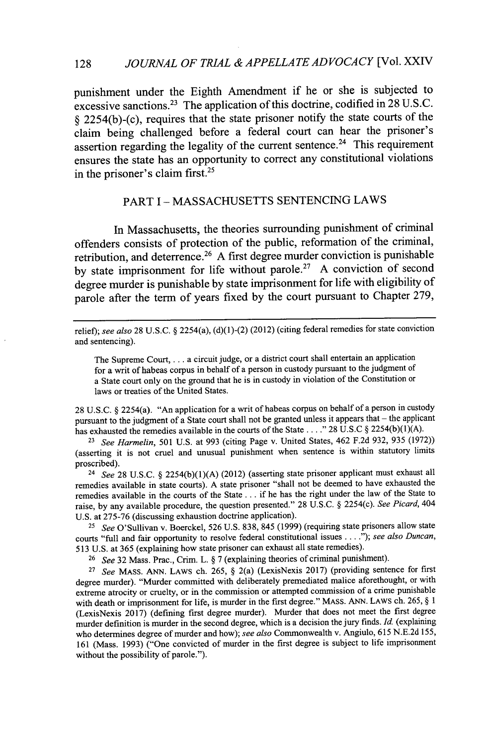punishment under the Eighth Amendment if he or she is subjected to excessive sanctions.[23] The application of this doctrine, codified in 28 U.S.C. § 2254(b)-(c), requires that the state prisoner notify the state courts of the claim being challenged before a federal court can hear the prisoner's assertion regarding the legality of the current sentence.[24] This requirement ensures the state has an opportunity to correct any constitutional violations in the prisoner's claim first.[25]

## PART I – MASSACHUSETTS SENTENCING LAWS

In Massachusetts, the theories surrounding punishment of criminal offenders consists of protection of the public, reformation of the criminal, retribution, and deterrence.[26] A first degree murder conviction is punishable by state imprisonment for life without parole.[27] A conviction of second degree murder is punishable by state imprisonment for life with eligibility of parole after the term of years fixed by the court pursuant to Chapter 279,

---

relief); *see also* 28 U.S.C. § 2254(a), (d)(1)-(2) (2012) (citing federal remedies for state conviction and sentencing).

> The Supreme Court, . . . a circuit judge, or a district court shall entertain an application for a writ of habeas corpus in behalf of a person in custody pursuant to the judgment of a State court only on the ground that he is in custody in violation of the Constitution or laws or treaties of the United States.

28 U.S.C. § 2254(a). "An application for a writ of habeas corpus on behalf of a person in custody pursuant to the judgment of a State court shall not be granted unless it appears that – the applicant has exhausted the remedies available in the courts of the State . . . ." 28 U.S.C § 2254(b)(1)(A).

[23] *See Harmelin*, 501 U.S. at 993 (citing Page v. United States, 462 F.2d 932, 935 (1972)) (asserting it is not cruel and unusual punishment when sentence is within statutory limits proscribed).

[24] *See* 28 U.S.C. § 2254(b)(1)(A) (2012) (asserting state prisoner applicant must exhaust all remedies available in state courts). A state prisoner "shall not be deemed to have exhausted the remedies available in the courts of the State . . . if he has the right under the law of the State to raise, by any available procedure, the question presented." 28 U.S.C. § 2254(c). *See Picard*, 404 U.S. at 275-76 (discussing exhaustion doctrine application).

[25] *See* O'Sullivan v. Boerckel, 526 U.S. 838, 845 (1999) (requiring state prisoners allow state courts "full and fair opportunity to resolve federal constitutional issues . . . ."); *see also Duncan*, 513 U.S. at 365 (explaining how state prisoner can exhaust all state remedies).

[26] *See* 32 Mass. Prac., Crim. L. § 7 (explaining theories of criminal punishment).

[27] *See* MASS. ANN. LAWS ch. 265, § 2(a) (LexisNexis 2017) (providing sentence for first degree murder). "Murder committed with deliberately premediated malice aforethought, or with extreme atrocity or cruelty, or in the commission or attempted commission of a crime punishable with death or imprisonment for life, is murder in the first degree." MASS. ANN. LAWS ch. 265, § 1 (LexisNexis 2017) (defining first degree murder). Murder that does not meet the first degree murder definition is murder in the second degree, which is a decision the jury finds. *Id.* (explaining who determines degree of murder and how); *see also* Commonwealth v. Angiulo, 615 N.E.2d 155, 161 (Mass. 1993) ("One convicted of murder in the first degree is subject to life imprisonment without the possibility of parole.").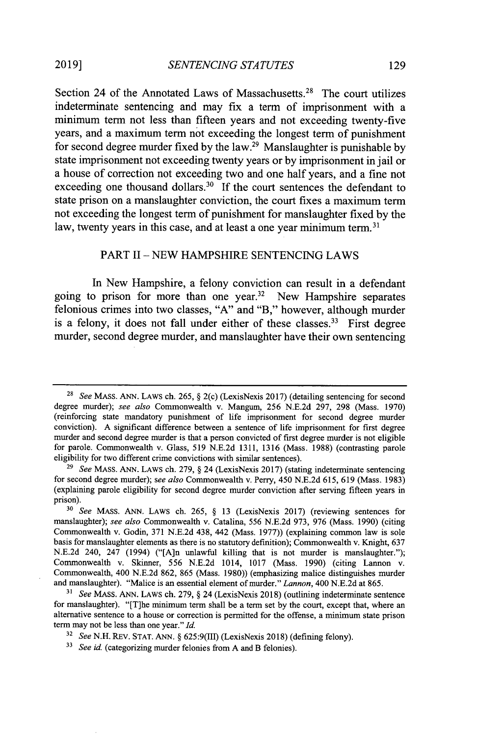Section 24 of the Annotated Laws of Massachusetts.[28] The court utilizes indeterminate sentencing and may fix a term of imprisonment with a minimum term not less than fifteen years and not exceeding twenty-five years, and a maximum term not exceeding the longest term of punishment for second degree murder fixed by the law.[29] Manslaughter is punishable by state imprisonment not exceeding twenty years or by imprisonment in jail or a house of correction not exceeding two and one half years, and a fine not exceeding one thousand dollars.[30] If the court sentences the defendant to state prison on a manslaughter conviction, the court fixes a maximum term not exceeding the longest term of punishment for manslaughter fixed by the law, twenty years in this case, and at least a one year minimum term.[31]

## PART II – NEW HAMPSHIRE SENTENCING LAWS

In New Hampshire, a felony conviction can result in a defendant going to prison for more than one year.[32] New Hampshire separates felonious crimes into two classes, "A" and "B," however, although murder is a felony, it does not fall under either of these classes.[33] First degree murder, second degree murder, and manslaughter have their own sentencing

---

[28] *See* MASS. ANN. LAWS ch. 265, § 2(c) (LexisNexis 2017) (detailing sentencing for second degree murder); *see also* Commonwealth v. Mangum, 256 N.E.2d 297, 298 (Mass. 1970) (reinforcing state mandatory punishment of life imprisonment for second degree murder conviction). A significant difference between a sentence of life imprisonment for first degree murder and second degree murder is that a person convicted of first degree murder is not eligible for parole. Commonwealth v. Glass, 519 N.E.2d 1311, 1316 (Mass. 1988) (contrasting parole eligibility for two different crime convictions with similar sentences).

[29] *See* MASS. ANN. LAWS ch. 279, § 24 (LexisNexis 2017) (stating indeterminate sentencing for second degree murder); *see also* Commonwealth v. Perry, 450 N.E.2d 615, 619 (Mass. 1983) (explaining parole eligibility for second degree murder conviction after serving fifteen years in prison).

[30] *See* MASS. ANN. LAWS ch. 265, § 13 (LexisNexis 2017) (reviewing sentences for manslaughter); *see also* Commonwealth v. Catalina, 556 N.E.2d 973, 976 (Mass. 1990) (citing Commonwealth v. Godin, 371 N.E.2d 438, 442 (Mass. 1977)) (explaining common law is sole basis for manslaughter elements as there is no statutory definition); Commonwealth v. Knight, 637 N.E.2d 240, 247 (1994) ("[A]n unlawful killing that is not murder is manslaughter."); Commonwealth v. Skinner, 556 N.E.2d 1014, 1017 (Mass. 1990) (citing Lannon v. Commonwealth, 400 N.E.2d 862, 865 (Mass. 1980)) (emphasizing malice distinguishes murder and manslaughter). "Malice is an essential element of murder." *Lannon*, 400 N.E.2d at 865.

[31] *See* MASS. ANN. LAWS ch. 279, § 24 (LexisNexis 2018) (outlining indeterminate sentence for manslaughter). "[T]he minimum term shall be a term set by the court, except that, where an alternative sentence to a house or correction is permitted for the offense, a minimum state prison term may not be less than one year." *Id.*

[32] *See* N.H. REV. STAT. ANN. § 625:9(III) (LexisNexis 2018) (defining felony).

[33] *See id.* (categorizing murder felonies from A and B felonies).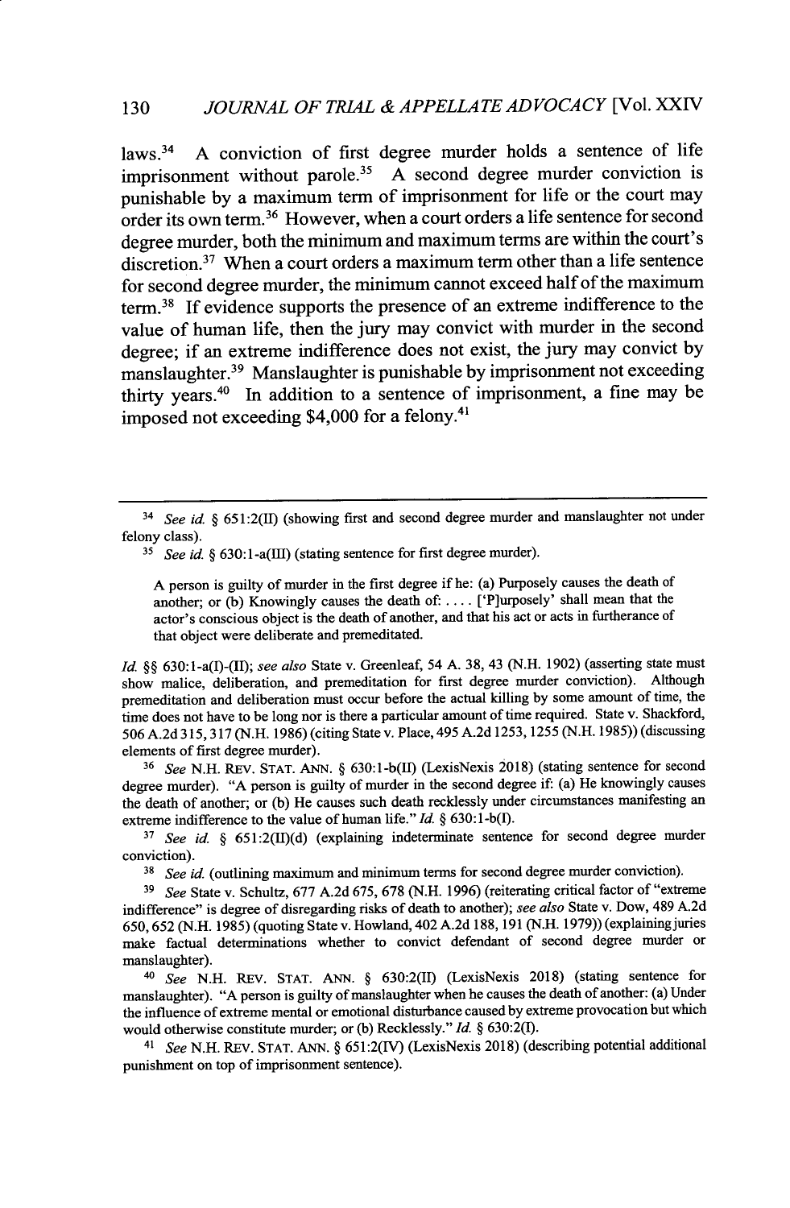laws.[34] A conviction of first degree murder holds a sentence of life imprisonment without parole.[35] A second degree murder conviction is punishable by a maximum term of imprisonment for life or the court may order its own term.[36] However, when a court orders a life sentence for second degree murder, both the minimum and maximum terms are within the court's discretion.[37] When a court orders a maximum term other than a life sentence for second degree murder, the minimum cannot exceed half of the maximum term.[38] If evidence supports the presence of an extreme indifference to the value of human life, then the jury may convict with murder in the second degree; if an extreme indifference does not exist, the jury may convict by manslaughter.[39] Manslaughter is punishable by imprisonment not exceeding thirty years.[40] In addition to a sentence of imprisonment, a fine may be imposed not exceeding $4,000 for a felony.[41]

---

[34] *See id.* § 651:2(II) (showing first and second degree murder and manslaughter not under felony class).

[35] *See id.* § 630:1-a(III) (stating sentence for first degree murder).

> A person is guilty of murder in the first degree if he: (a) Purposely causes the death of another; or (b) Knowingly causes the death of: . . . . ['P]urposely' shall mean that the actor's conscious object is the death of another, and that his act or acts in furtherance of that object were deliberate and premeditated.

*Id.* §§ 630:1-a(I)-(II); *see also* State v. Greenleaf, 54 A. 38, 43 (N.H. 1902) (asserting state must show malice, deliberation, and premeditation for first degree murder conviction). Although premeditation and deliberation must occur before the actual killing by some amount of time, the time does not have to be long nor is there a particular amount of time required. State v. Shackford, 506 A.2d 315, 317 (N.H. 1986) (citing State v. Place, 495 A.2d 1253, 1255 (N.H. 1985)) (discussing elements of first degree murder).

[36] *See* N.H. REV. STAT. ANN. § 630:1-b(II) (LexisNexis 2018) (stating sentence for second degree murder). "A person is guilty of murder in the second degree if: (a) He knowingly causes the death of another; or (b) He causes such death recklessly under circumstances manifesting an extreme indifference to the value of human life." *Id.* § 630:1-b(I).

[37] *See id.* § 651:2(II)(d) (explaining indeterminate sentence for second degree murder conviction).

[38] *See id.* (outlining maximum and minimum terms for second degree murder conviction).

[39] *See* State v. Schultz, 677 A.2d 675, 678 (N.H. 1996) (reiterating critical factor of "extreme indifference" is degree of disregarding risks of death to another); *see also* State v. Dow, 489 A.2d 650, 652 (N.H. 1985) (quoting State v. Howland, 402 A.2d 188, 191 (N.H. 1979)) (explaining juries make factual determinations whether to convict defendant of second degree murder or manslaughter).

[40] *See* N.H. REV. STAT. ANN. § 630:2(II) (LexisNexis 2018) (stating sentence for manslaughter). "A person is guilty of manslaughter when he causes the death of another: (a) Under the influence of extreme mental or emotional disturbance caused by extreme provocation but which would otherwise constitute murder; or (b) Recklessly." *Id.* § 630:2(I).

[41] *See* N.H. REV. STAT. ANN. § 651:2(IV) (LexisNexis 2018) (describing potential additional punishment on top of imprisonment sentence).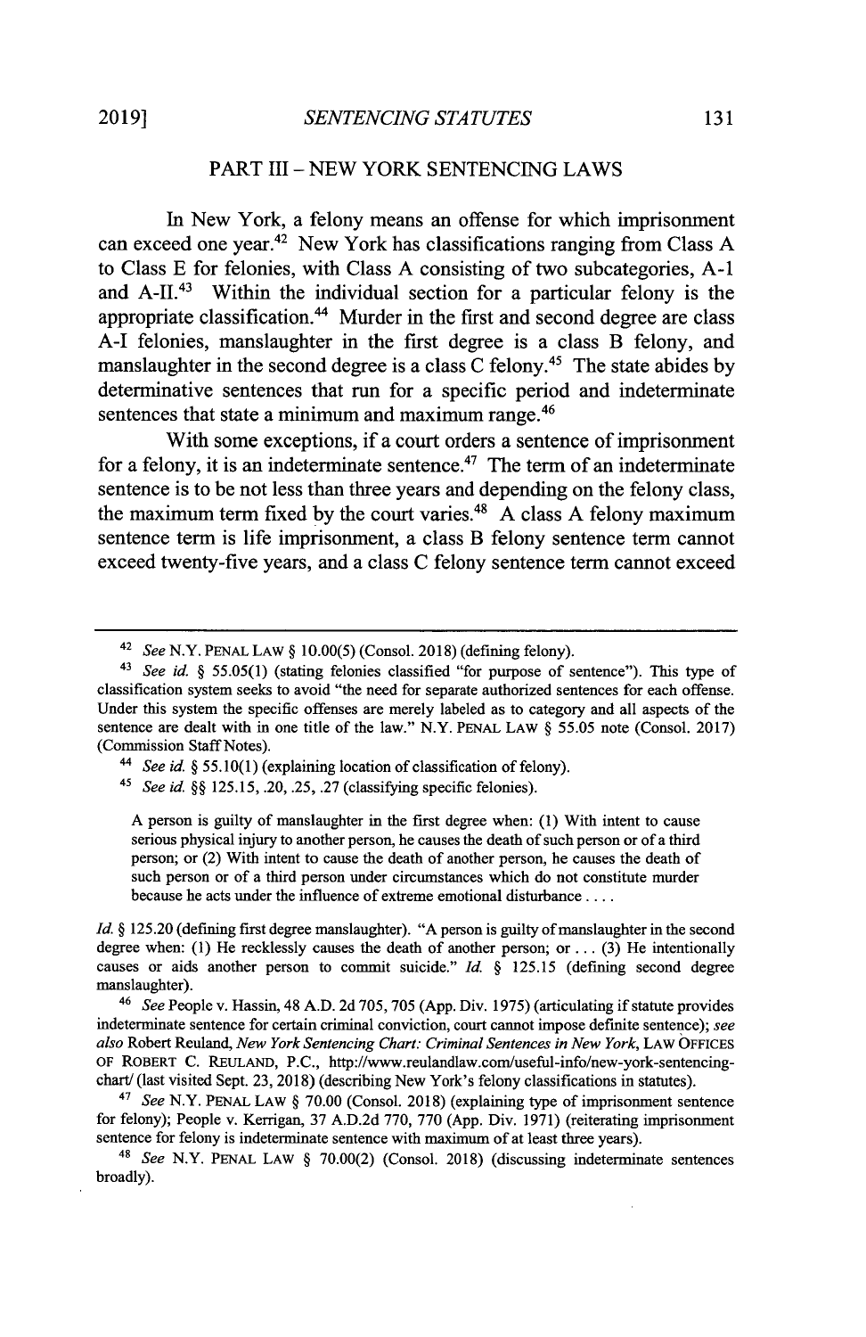## PART III – NEW YORK SENTENCING LAWS

In New York, a felony means an offense for which imprisonment can exceed one year.[42] New York has classifications ranging from Class A to Class E for felonies, with Class A consisting of two subcategories, A-1 and A-II.[43] Within the individual section for a particular felony is the appropriate classification.[44] Murder in the first and second degree are class A-I felonies, manslaughter in the first degree is a class B felony, and manslaughter in the second degree is a class C felony.[45] The state abides by determinative sentences that run for a specific period and indeterminate sentences that state a minimum and maximum range.[46]

With some exceptions, if a court orders a sentence of imprisonment for a felony, it is an indeterminate sentence.[47] The term of an indeterminate sentence is to be not less than three years and depending on the felony class, the maximum term fixed by the court varies.[48] A class A felony maximum sentence term is life imprisonment, a class B felony sentence term cannot exceed twenty-five years, and a class C felony sentence term cannot exceed

---

[42] *See* N.Y. PENAL LAW § 10.00(5) (Consol. 2018) (defining felony).

[43] *See id.* § 55.05(1) (stating felonies classified "for purpose of sentence"). This type of classification system seeks to avoid "the need for separate authorized sentences for each offense. Under this system the specific offenses are merely labeled as to category and all aspects of the sentence are dealt with in one title of the law." N.Y. PENAL LAW § 55.05 note (Consol. 2017) (Commission Staff Notes).

[44] *See id.* § 55.10(1) (explaining location of classification of felony).

[45] *See id.* §§ 125.15, .20, .25, .27 (classifying specific felonies).

> A person is guilty of manslaughter in the first degree when: (1) With intent to cause serious physical injury to another person, he causes the death of such person or of a third person; or (2) With intent to cause the death of another person, he causes the death of such person or of a third person under circumstances which do not constitute murder because he acts under the influence of extreme emotional disturbance . . . .

*Id.* § 125.20 (defining first degree manslaughter). "A person is guilty of manslaughter in the second degree when: (1) He recklessly causes the death of another person; or . . . (3) He intentionally causes or aids another person to commit suicide." *Id.* § 125.15 (defining second degree manslaughter).

[46] *See* People v. Hassin, 48 A.D. 2d 705, 705 (App. Div. 1975) (articulating if statute provides indeterminate sentence for certain criminal conviction, court cannot impose definite sentence); *see also* Robert Reuland, *New York Sentencing Chart: Criminal Sentences in New York*, LAW OFFICES OF ROBERT C. REULAND, P.C., http://www.reulandlaw.com/useful-info/new-york-sentencing-chart/ (last visited Sept. 23, 2018) (describing New York's felony classifications in statutes).

[47] *See* N.Y. PENAL LAW § 70.00 (Consol. 2018) (explaining type of imprisonment sentence for felony); People v. Kerrigan, 37 A.D.2d 770, 770 (App. Div. 1971) (reiterating imprisonment sentence for felony is indeterminate sentence with maximum of at least three years).

[48] *See* N.Y. PENAL LAW § 70.00(2) (Consol. 2018) (discussing indeterminate sentences broadly).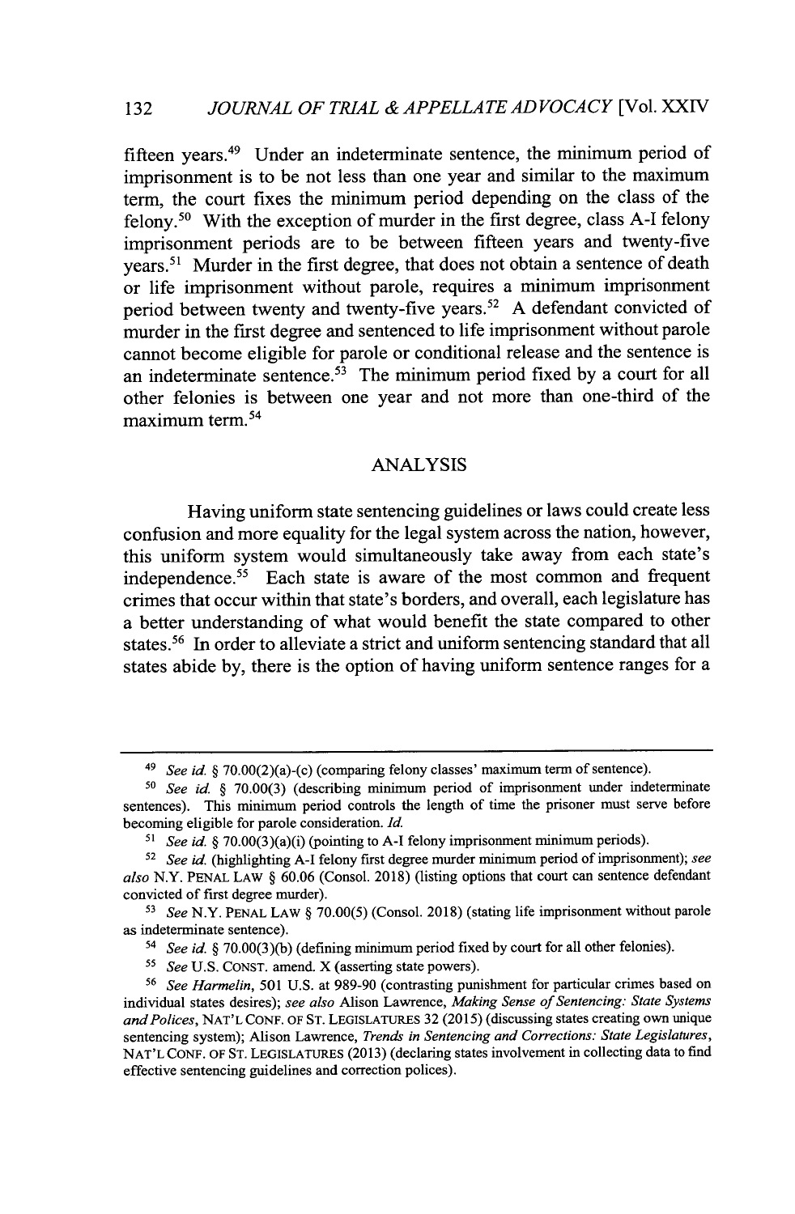fifteen years.[49] Under an indeterminate sentence, the minimum period of imprisonment is to be not less than one year and similar to the maximum term, the court fixes the minimum period depending on the class of the felony.[50] With the exception of murder in the first degree, class A-I felony imprisonment periods are to be between fifteen years and twenty-five years.[51] Murder in the first degree, that does not obtain a sentence of death or life imprisonment without parole, requires a minimum imprisonment period between twenty and twenty-five years.[52] A defendant convicted of murder in the first degree and sentenced to life imprisonment without parole cannot become eligible for parole or conditional release and the sentence is an indeterminate sentence.[53] The minimum period fixed by a court for all other felonies is between one year and not more than one-third of the maximum term.[54]

## ANALYSIS

Having uniform state sentencing guidelines or laws could create less confusion and more equality for the legal system across the nation, however, this uniform system would simultaneously take away from each state's independence.[55] Each state is aware of the most common and frequent crimes that occur within that state's borders, and overall, each legislature has a better understanding of what would benefit the state compared to other states.[56] In order to alleviate a strict and uniform sentencing standard that all states abide by, there is the option of having uniform sentence ranges for a

---

[49] *See id.* § 70.00(2)(a)-(c) (comparing felony classes' maximum term of sentence).

[50] *See id.* § 70.00(3) (describing minimum period of imprisonment under indeterminate sentences). This minimum period controls the length of time the prisoner must serve before becoming eligible for parole consideration. *Id.*

[51] *See id.* § 70.00(3)(a)(i) (pointing to A-I felony imprisonment minimum periods).

[52] *See id.* (highlighting A-I felony first degree murder minimum period of imprisonment); *see also* N.Y. PENAL LAW § 60.06 (Consol. 2018) (listing options that court can sentence defendant convicted of first degree murder).

[53] *See* N.Y. PENAL LAW § 70.00(5) (Consol. 2018) (stating life imprisonment without parole as indeterminate sentence).

[54] *See id.* § 70.00(3)(b) (defining minimum period fixed by court for all other felonies).

[55] *See* U.S. CONST. amend. X (asserting state powers).

[56] *See Harmelin*, 501 U.S. at 989-90 (contrasting punishment for particular crimes based on individual states desires); *see also* Alison Lawrence, *Making Sense of Sentencing: State Systems and Polices*, NAT'L CONF. OF ST. LEGISLATURES 32 (2015) (discussing states creating own unique sentencing system); Alison Lawrence, *Trends in Sentencing and Corrections: State Legislatures*, NAT'L CONF. OF ST. LEGISLATURES (2013) (declaring states involvement in collecting data to find effective sentencing guidelines and correction polices).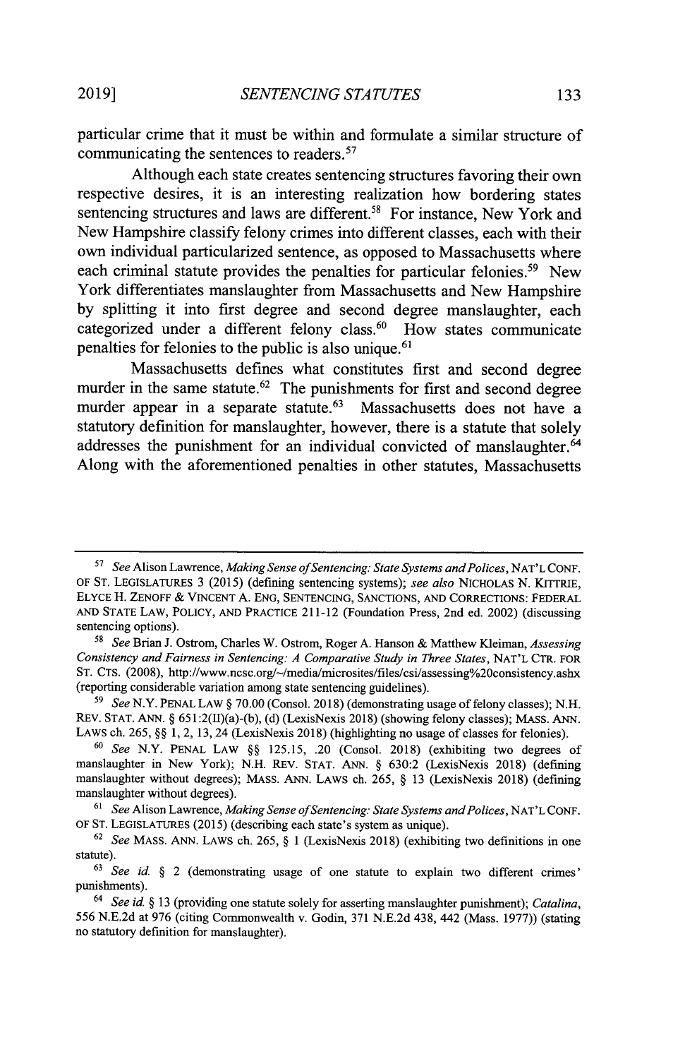particular crime that it must be within and formulate a similar structure of communicating the sentences to readers.[57]

Although each state creates sentencing structures favoring their own respective desires, it is an interesting realization how bordering states sentencing structures and laws are different.[58] For instance, New York and New Hampshire classify felony crimes into different classes, each with their own individual particularized sentence, as opposed to Massachusetts where each criminal statute provides the penalties for particular felonies.[59] New York differentiates manslaughter from Massachusetts and New Hampshire by splitting it into first degree and second degree manslaughter, each categorized under a different felony class.[60] How states communicate penalties for felonies to the public is also unique.[61]

Massachusetts defines what constitutes first and second degree murder in the same statute.[62] The punishments for first and second degree murder appear in a separate statute.[63] Massachusetts does not have a statutory definition for manslaughter, however, there is a statute that solely addresses the punishment for an individual convicted of manslaughter.[64] Along with the aforementioned penalties in other statutes, Massachusetts

---

[57] *See* Alison Lawrence, *Making Sense of Sentencing: State Systems and Polices*, NAT'L CONF. OF ST. LEGISLATURES 3 (2015) (defining sentencing systems); *see also* NICHOLAS N. KITTRIE, ELYCE H. ZENOFF & VINCENT A. ENG, SENTENCING, SANCTIONS, AND CORRECTIONS: FEDERAL AND STATE LAW, POLICY, AND PRACTICE 211-12 (Foundation Press, 2nd ed. 2002) (discussing sentencing options).

[58] *See* Brian J. Ostrom, Charles W. Ostrom, Roger A. Hanson & Matthew Kleiman, *Assessing Consistency and Fairness in Sentencing: A Comparative Study in Three States*, NAT'L CTR. FOR ST. CTS. (2008), http://www.ncsc.org/~/media/microsites/files/csi/assessing%20consistency.ashx (reporting considerable variation among state sentencing guidelines).

[59] *See* N.Y. PENAL LAW § 70.00 (Consol. 2018) (demonstrating usage of felony classes); N.H. REV. STAT. ANN. § 651:2(II)(a)-(b), (d) (LexisNexis 2018) (showing felony classes); MASS. ANN. LAWS ch. 265, §§ 1, 2, 13, 24 (LexisNexis 2018) (highlighting no usage of classes for felonies).

[60] *See* N.Y. PENAL LAW §§ 125.15, .20 (Consol. 2018) (exhibiting two degrees of manslaughter in New York); N.H. REV. STAT. ANN. § 630:2 (LexisNexis 2018) (defining manslaughter without degrees); MASS. ANN. LAWS ch. 265, § 13 (LexisNexis 2018) (defining manslaughter without degrees).

[61] *See* Alison Lawrence, *Making Sense of Sentencing: State Systems and Polices*, NAT'L CONF. OF ST. LEGISLATURES (2015) (describing each state's system as unique).

[62] *See* MASS. ANN. LAWS ch. 265, § 1 (LexisNexis 2018) (exhibiting two definitions in one statute).

[63] *See id.* § 2 (demonstrating usage of one statute to explain two different crimes' punishments).

[64] *See id.* § 13 (providing one statute solely for asserting manslaughter punishment); *Catalina*, 556 N.E.2d at 976 (citing Commonwealth v. Godin, 371 N.E.2d 438, 442 (Mass. 1977)) (stating no statutory definition for manslaughter).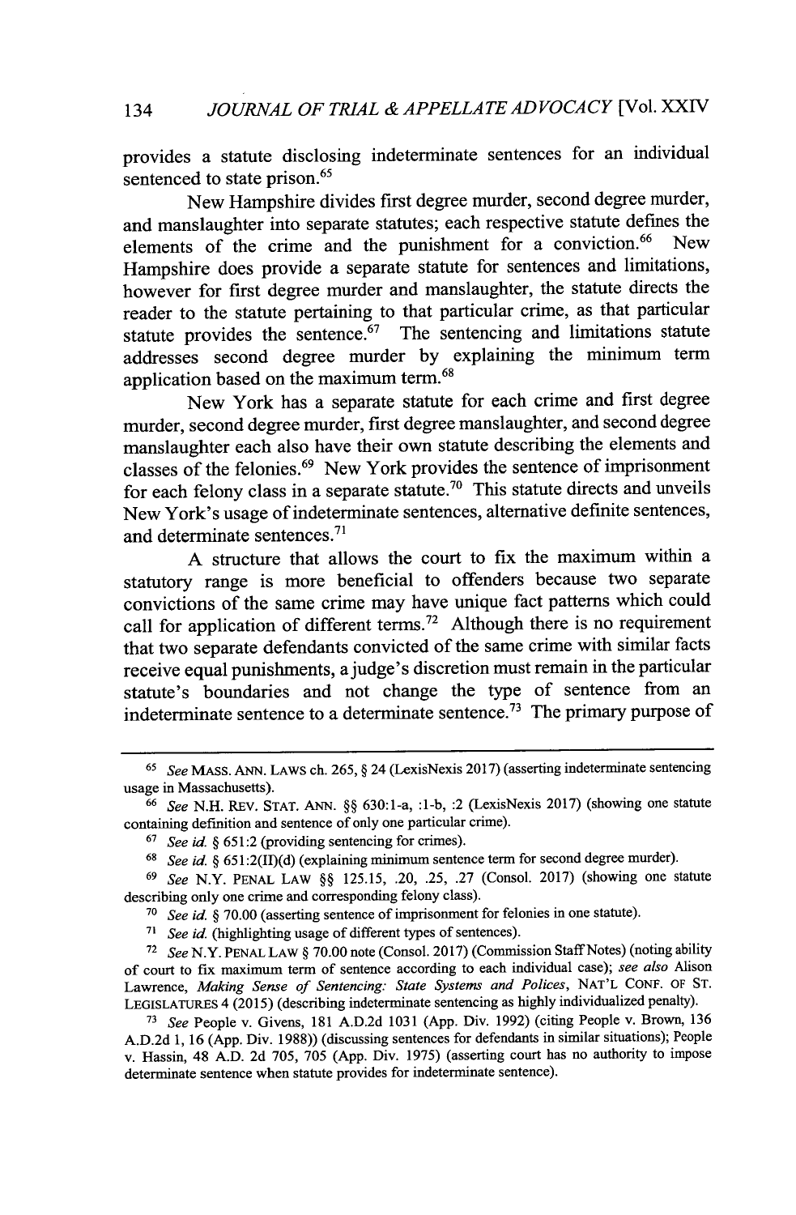provides a statute disclosing indeterminate sentences for an individual sentenced to state prison.[65]

New Hampshire divides first degree murder, second degree murder, and manslaughter into separate statutes; each respective statute defines the elements of the crime and the punishment for a conviction.[66] New Hampshire does provide a separate statute for sentences and limitations, however for first degree murder and manslaughter, the statute directs the reader to the statute pertaining to that particular crime, as that particular statute provides the sentence.[67] The sentencing and limitations statute addresses second degree murder by explaining the minimum term application based on the maximum term.[68]

New York has a separate statute for each crime and first degree murder, second degree murder, first degree manslaughter, and second degree manslaughter each also have their own statute describing the elements and classes of the felonies.[69] New York provides the sentence of imprisonment for each felony class in a separate statute.[70] This statute directs and unveils New York's usage of indeterminate sentences, alternative definite sentences, and determinate sentences.[71]

A structure that allows the court to fix the maximum within a statutory range is more beneficial to offenders because two separate convictions of the same crime may have unique fact patterns which could call for application of different terms.[72] Although there is no requirement that two separate defendants convicted of the same crime with similar facts receive equal punishments, a judge's discretion must remain in the particular statute's boundaries and not change the type of sentence from an indeterminate sentence to a determinate sentence.[73] The primary purpose of

---

[65] *See* MASS. ANN. LAWS ch. 265, § 24 (LexisNexis 2017) (asserting indeterminate sentencing usage in Massachusetts).

[66] *See* N.H. REV. STAT. ANN. §§ 630:1-a, :1-b, :2 (LexisNexis 2017) (showing one statute containing definition and sentence of only one particular crime).

[67] *See id.* § 651:2 (providing sentencing for crimes).

[68] *See id.* § 651:2(II)(d) (explaining minimum sentence term for second degree murder).

[69] *See* N.Y. PENAL LAW §§ 125.15, .20, .25, .27 (Consol. 2017) (showing one statute describing only one crime and corresponding felony class).

[70] *See id.* § 70.00 (asserting sentence of imprisonment for felonies in one statute).

[71] *See id.* (highlighting usage of different types of sentences).

[72] *See* N.Y. PENAL LAW § 70.00 note (Consol. 2017) (Commission Staff Notes) (noting ability of court to fix maximum term of sentence according to each individual case); *see also* Alison Lawrence, *Making Sense of Sentencing: State Systems and Polices*, NAT'L CONF. OF ST. LEGISLATURES 4 (2015) (describing indeterminate sentencing as highly individualized penalty).

[73] *See* People v. Givens, 181 A.D.2d 1031 (App. Div. 1992) (citing People v. Brown, 136 A.D.2d 1, 16 (App. Div. 1988)) (discussing sentences for defendants in similar situations); People v. Hassin, 48 A.D. 2d 705, 705 (App. Div. 1975) (asserting court has no authority to impose determinate sentence when statute provides for indeterminate sentence).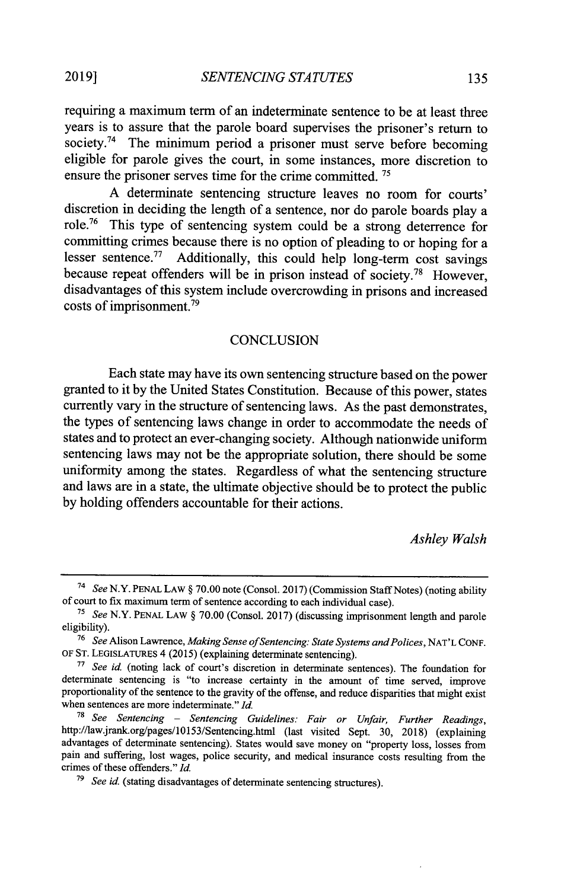requiring a maximum term of an indeterminate sentence to be at least three years is to assure that the parole board supervises the prisoner's return to society.[74] The minimum period a prisoner must serve before becoming eligible for parole gives the court, in some instances, more discretion to ensure the prisoner serves time for the crime committed.[75]

A determinate sentencing structure leaves no room for courts' discretion in deciding the length of a sentence, nor do parole boards play a role.[76] This type of sentencing system could be a strong deterrence for committing crimes because there is no option of pleading to or hoping for a lesser sentence.[77] Additionally, this could help long-term cost savings because repeat offenders will be in prison instead of society.[78] However, disadvantages of this system include overcrowding in prisons and increased costs of imprisonment.[79]

## CONCLUSION

Each state may have its own sentencing structure based on the power granted to it by the United States Constitution. Because of this power, states currently vary in the structure of sentencing laws. As the past demonstrates, the types of sentencing laws change in order to accommodate the needs of states and to protect an ever-changing society. Although nationwide uniform sentencing laws may not be the appropriate solution, there should be some uniformity among the states. Regardless of what the sentencing structure and laws are in a state, the ultimate objective should be to protect the public by holding offenders accountable for their actions.

*Ashley Walsh*

---

[74] *See* N.Y. PENAL LAW § 70.00 note (Consol. 2017) (Commission Staff Notes) (noting ability of court to fix maximum term of sentence according to each individual case).

[75] *See* N.Y. PENAL LAW § 70.00 (Consol. 2017) (discussing imprisonment length and parole eligibility).

[76] *See* Alison Lawrence, *Making Sense of Sentencing: State Systems and Polices*, NAT'L CONF. OF ST. LEGISLATURES 4 (2015) (explaining determinate sentencing).

[77] *See id.* (noting lack of court's discretion in determinate sentences). The foundation for determinate sentencing is "to increase certainty in the amount of time served, improve proportionality of the sentence to the gravity of the offense, and reduce disparities that might exist when sentences are more indeterminate." *Id.*

[78] *See Sentencing – Sentencing Guidelines: Fair or Unfair, Further Readings*, http://law.jrank.org/pages/10153/Sentencing.html (last visited Sept. 30, 2018) (explaining advantages of determinate sentencing). States would save money on "property loss, losses from pain and suffering, lost wages, police security, and medical insurance costs resulting from the crimes of these offenders." *Id.*

[79] *See id.* (stating disadvantages of determinate sentencing structures).